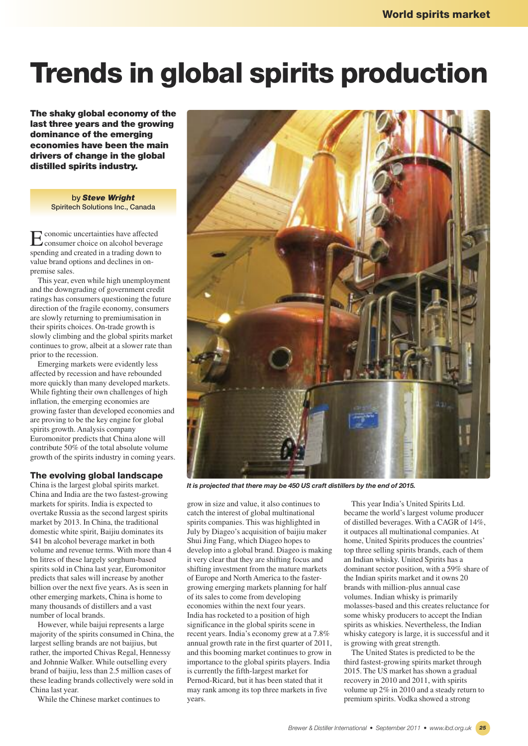# Trends in global spirits production

**The shaky global economy of the last three years and the growing dominance of the emerging economies have been the main drivers of change in the global distilled spirits industry.**

by ***Steve Wright***
Spiritech Solutions Inc., Canada

Economic uncertainties have affected consumer choice on alcohol beverage spending and created in a trading down to value brand options and declines in on-premise sales.

This year, even while high unemployment and the downgrading of government credit ratings has consumers questioning the future direction of the fragile economy, consumers are slowly returning to premiumisation in their spirits choices. On-trade growth is slowly climbing and the global spirits market continues to grow, albeit at a slower rate than prior to the recession.

Emerging markets were evidently less affected by recession and have rebounded more quickly than many developed markets. While fighting their own challenges of high inflation, the emerging economies are growing faster than developed economies and are proving to be the key engine for global spirits growth. Analysis company Euromonitor predicts that China alone will contribute 50% of the total absolute volume growth of the spirits industry in coming years.

## The evolving global landscape

China is the largest global spirits market. China and India are the two fastest-growing markets for spirits. India is expected to overtake Russia as the second largest spirits market by 2013. In China, the traditional domestic white spirit, Baijiu dominates its $41 bn alcohol beverage market in both volume and revenue terms. With more than 4 bn litres of these largely sorghum-based spirits sold in China last year, Euromonitor predicts that sales will increase by another billion over the next five years. As is seen in other emerging markets, China is home to many thousands of distillers and a vast number of local brands.

However, while baijui represents a large majority of the spirits consumed in China, the largest selling brands are not baijius, but rather, the imported Chivas Regal, Hennessy and Johnnie Walker. While outselling every brand of baijiu, less than 2.5 million cases of these leading brands collectively were sold in China last year.

While the Chinese market continues to grow in size and value, it also continues to catch the interest of global multinational spirits companies. This was highlighted in July by Diageo's acquisition of baijiu maker Shui Jing Fang, which Diageo hopes to develop into a global brand. Diageo is making it very clear that they are shifting focus and shifting investment from the mature markets of Europe and North America to the faster-growing emerging markets planning for half of its sales to come from developing economies within the next four years.

India has rocketed to a position of high significance in the global spirits scene in recent years. India's economy grew at a 7.8% annual growth rate in the first quarter of 2011, and this booming market continues to grow in importance to the global spirits players. India is currently the fifth-largest market for Pernod-Ricard, but it has been stated that it may rank among its top three markets in five years.

*It is projected that there may be 450 US craft distillers by the end of 2015.*

This year India's United Spirits Ltd. became the world's largest volume producer of distilled beverages. With a CAGR of 14%, it outpaces all multinational companies. At home, United Spirits produces the countries' top three selling spirits brands, each of them an Indian whisky. United Spirits has a dominant sector position, with a 59% share of the Indian spirits market and it owns 20 brands with million-plus annual case volumes. Indian whisky is primarily molasses-based and this creates reluctance for some whisky producers to accept the Indian spirits as whiskies. Nevertheless, the Indian whisky category is large, it is successful and it is growing with great strength.

The United States is predicted to be the third fastest-growing spirits market through 2015. The US market has shown a gradual recovery in 2010 and 2011, with spirits volume up 2% in 2010 and a steady return to premium spirits. Vodka showed a strong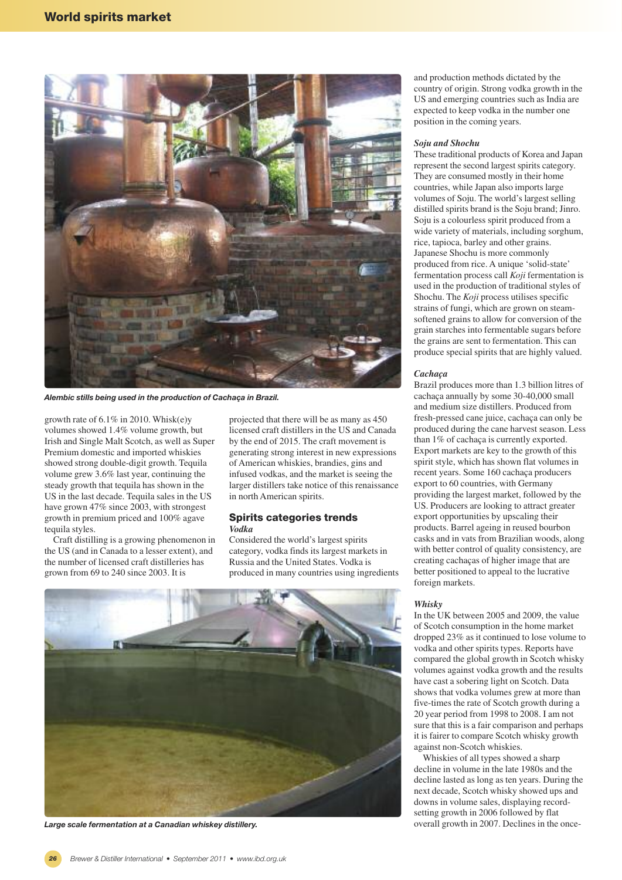Alembic stills being used in the production of Cachaça in Brazil.

growth rate of 6.1% in 2010. Whisk(e)y volumes showed 1.4% volume growth, but Irish and Single Malt Scotch, as well as Super Premium domestic and imported whiskies showed strong double-digit growth. Tequila volume grew 3.6% last year, continuing the steady growth that tequila has shown in the US in the last decade. Tequila sales in the US have grown 47% since 2003, with strongest growth in premium priced and 100% agave tequila styles.

Craft distilling is a growing phenomenon in the US (and in Canada to a lesser extent), and the number of licensed craft distilleries has grown from 69 to 240 since 2003. It is projected that there will be as many as 450 licensed craft distillers in the US and Canada by the end of 2015. The craft movement is generating strong interest in new expressions of American whiskies, brandies, gins and infused vodkas, and the market is seeing the larger distillers take notice of this renaissance in north American spirits.

## Spirits categories trends

### *Vodka*

Considered the world's largest spirits category, vodka finds its largest markets in Russia and the United States. Vodka is produced in many countries using ingredients and production methods dictated by the country of origin. Strong vodka growth in the US and emerging countries such as India are expected to keep vodka in the number one position in the coming years.

### *Soju and Shochu*

These traditional products of Korea and Japan represent the second largest spirits category. They are consumed mostly in their home countries, while Japan also imports large volumes of Soju. The world's largest selling distilled spirits brand is the Soju brand; Jinro. Soju is a colourless spirit produced from a wide variety of materials, including sorghum, rice, tapioca, barley and other grains. Japanese Shochu is more commonly produced from rice. A unique 'solid-state' fermentation process call *Koji* fermentation is used in the production of traditional styles of Shochu. The *Koji* process utilises specific strains of fungi, which are grown on steam-softened grains to allow for conversion of the grain starches into fermentable sugars before the grains are sent to fermentation. This can produce special spirits that are highly valued.

### *Cachaça*

Brazil produces more than 1.3 billion litres of cachaça annually by some 30-40,000 small and medium size distillers. Produced from fresh-pressed cane juice, cachaça can only be produced during the cane harvest season. Less than 1% of cachaça is currently exported. Export markets are key to the growth of this spirit style, which has shown flat volumes in recent years. Some 160 cachaça producers export to 60 countries, with Germany providing the largest market, followed by the US. Producers are looking to attract greater export opportunities by upscaling their products. Barrel ageing in reused bourbon casks and in vats from Brazilian woods, along with better control of quality consistency, are creating cachaças of higher image that are better positioned to appeal to the lucrative foreign markets.

### *Whisky*

In the UK between 2005 and 2009, the value of Scotch consumption in the home market dropped 23% as it continued to lose volume to vodka and other spirits types. Reports have compared the global growth in Scotch whisky volumes against vodka growth and the results have cast a sobering light on Scotch. Data shows that vodka volumes grew at more than five-times the rate of Scotch growth during a 20 year period from 1998 to 2008. I am not sure that this is a fair comparison and perhaps it is fairer to compare Scotch whisky growth against non-Scotch whiskies.

Whiskies of all types showed a sharp decline in volume in the late 1980s and the decline lasted as long as ten years. During the next decade, Scotch whisky showed ups and downs in volume sales, displaying record-setting growth in 2006 followed by flat overall growth in 2007. Declines in the once-

Large scale fermentation at a Canadian whiskey distillery.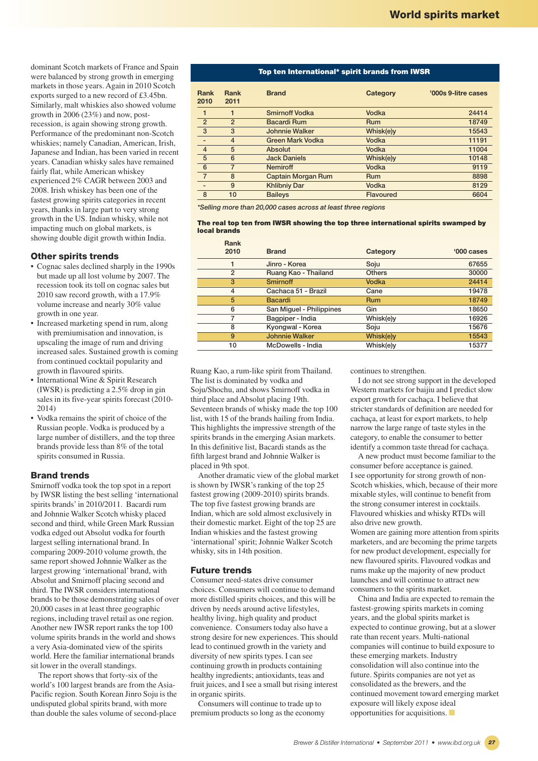dominant Scotch markets of France and Spain were balanced by strong growth in emerging markets in those years. Again in 2010 Scotch exports surged to a new record of £3.45bn. Similarly, malt whiskies also showed volume growth in 2006 (23%) and now, post-recession, is again showing strong growth. Performance of the predominant non-Scotch whiskies; namely Canadian, American, Irish, Japanese and Indian, has been varied in recent years. Canadian whisky sales have remained fairly flat, while American whiskey experienced 2% CAGR between 2003 and 2008. Irish whiskey has been one of the fastest growing spirits categories in recent years, thanks in large part to very strong growth in the US. Indian whisky, while not impacting much on global markets, is showing double digit growth within India.

## Other spirits trends

- Cognac sales declined sharply in the 1990s but made up all lost volume by 2007. The recession took its toll on cognac sales but 2010 saw record growth, with a 17.9% volume increase and nearly 30% value growth in one year.
- Increased marketing spend in rum, along with premiumisation and innovation, is upscaling the image of rum and driving increased sales. Sustained growth is coming from continued cocktail popularity and growth in flavoured spirits.
- International Wine & Spirit Research (IWSR) is predicting a 2.5% drop in gin sales in its five-year spirits forecast (2010-2014)
- Vodka remains the spirit of choice of the Russian people. Vodka is produced by a large number of distillers, and the top three brands provide less than 8% of the total spirits consumed in Russia.

## Brand trends

Smirnoff vodka took the top spot in a report by IWSR listing the best selling 'international spirits brands' in 2010/2011. Bacardi rum and Johnnie Walker Scotch whisky placed second and third, while Green Mark Russian vodka edged out Absolut vodka for fourth largest selling international brand. In comparing 2009-2010 volume growth, the same report showed Johnnie Walker as the largest growing 'international' brand, with Absolut and Smirnoff placing second and third. The IWSR considers international brands to be those demonstrating sales of over 20,000 cases in at least three geographic regions, including travel retail as one region. Another new IWSR report ranks the top 100 volume spirits brands in the world and shows a very Asia-dominated view of the spirits world. Here the familiar international brands sit lower in the overall standings.

The report shows that forty-six of the world's 100 largest brands are from the Asia-Pacific region. South Korean Jinro Soju is the undisputed global spirits brand, with more than double the sales volume of second-place Ruang Kao, a rum-like spirit from Thailand. The list is dominated by vodka and Soju/Shochu, and shows Smirnoff vodka in third place and Absolut placing 19th. Seventeen brands of whisky made the top 100 list, with 15 of the brands hailing from India. This highlights the impressive strength of the spirits brands in the emerging Asian markets. In this definitive list, Bacardi stands as the fifth largest brand and Johnnie Walker is placed in 9th spot.

Another dramatic view of the global market is shown by IWSR's ranking of the top 25 fastest growing (2009-2010) spirits brands. The top five fastest growing brands are Indian, which are sold almost exclusively in their domestic market. Eight of the top 25 are Indian whiskies and the fastest growing 'international' spirit; Johnnie Walker Scotch whisky, sits in 14th position.

**Top ten International* spirit brands from IWSR**

| Rank 2010 | Rank 2011 | Brand | Category | '000s 9-litre cases |
|---|---|---|---|---|
| 1 | 1 | Smirnoff Vodka | Vodka | 24414 |
| 2 | 2 | Bacardi Rum | Rum | 18749 |
| 3 | 3 | Johnnie Walker | Whisk(e)y | 15543 |
| - | 4 | Green Mark Vodka | Vodka | 11191 |
| 4 | 5 | Absolut | Vodka | 11004 |
| 5 | 6 | Jack Daniels | Whisk(e)y | 10148 |
| 6 | 7 | Nemiroff | Vodka | 9119 |
| 7 | 8 | Captain Morgan Rum | Rum | 8898 |
| - | 9 | Khlibniy Dar | Vodka | 8129 |
| 8 | 10 | Baileys | Flavoured | 6604 |

*\*Selling more than 20,000 cases across at least three regions*

**The real top ten from IWSR showing the top three international spirits swamped by local brands**

| Rank 2010 | Brand | Category | '000 cases |
|---|---|---|---|
| 1 | Jinro - Korea | Soju | 67655 |
| 2 | Ruang Kao - Thailand | Others | 30000 |
| 3 | Smirnoff | Vodka | 24414 |
| 4 | Cachaca 51 - Brazil | Cane | 19478 |
| 5 | Bacardi | Rum | 18749 |
| 6 | San Miguel - Philippines | Gin | 18650 |
| 7 | Bagpiper - India | Whisk(e)y | 16926 |
| 8 | Kyongwal - Korea | Soju | 15676 |
| 9 | Johnnie Walker | Whisk(e)y | 15543 |
| 10 | McDowells - India | Whisk(e)y | 15377 |

## Future trends

Consumer need-states drive consumer choices. Consumers will continue to demand more distilled spirits choices, and this will be driven by needs around active lifestyles, healthy living, high quality and product convenience. Consumers today also have a strong desire for new experiences. This should lead to continued growth in the variety and diversity of new spirits types. I can see continuing growth in products containing healthy ingredients; antioxidants, teas and fruit juices, and I see a small but rising interest in organic spirits.

Consumers will continue to trade up to premium products so long as the economy continues to strengthen.

I do not see strong support in the developed Western markets for baijiu and I predict slow export growth for cachaça. I believe that stricter standards of definition are needed for cachaça, at least for export markets, to help narrow the large range of taste styles in the category, to enable the consumer to better identify a common taste thread for cachaça.

A new product must become familiar to the consumer before acceptance is gained. I see opportunity for strong growth of non-Scotch whiskies, which, because of their more mixable styles, will continue to benefit from the strong consumer interest in cocktails. Flavoured whiskies and whisky RTDs will also drive new growth.

Women are gaining more attention from spirits marketers, and are becoming the prime targets for new product development, especially for new flavoured spirits. Flavoured vodkas and rums make up the majority of new product launches and will continue to attract new consumers to the spirits market.

China and India are expected to remain the fastest-growing spirits markets in coming years, and the global spirits market is expected to continue growing, but at a slower rate than recent years. Multi-national companies will continue to build exposure to these emerging markets. Industry consolidation will also continue into the future. Spirits companies are not yet as consolidated as the brewers, and the continued movement toward emerging market exposure will likely expose ideal opportunities for acquisitions.